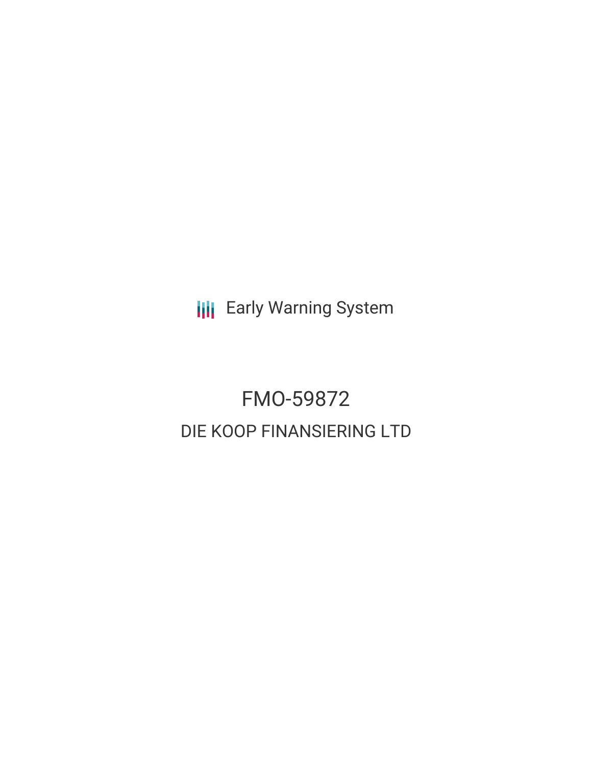Early Warning System

# FMO-59872

## DIE KOOP FINANSIERING LTD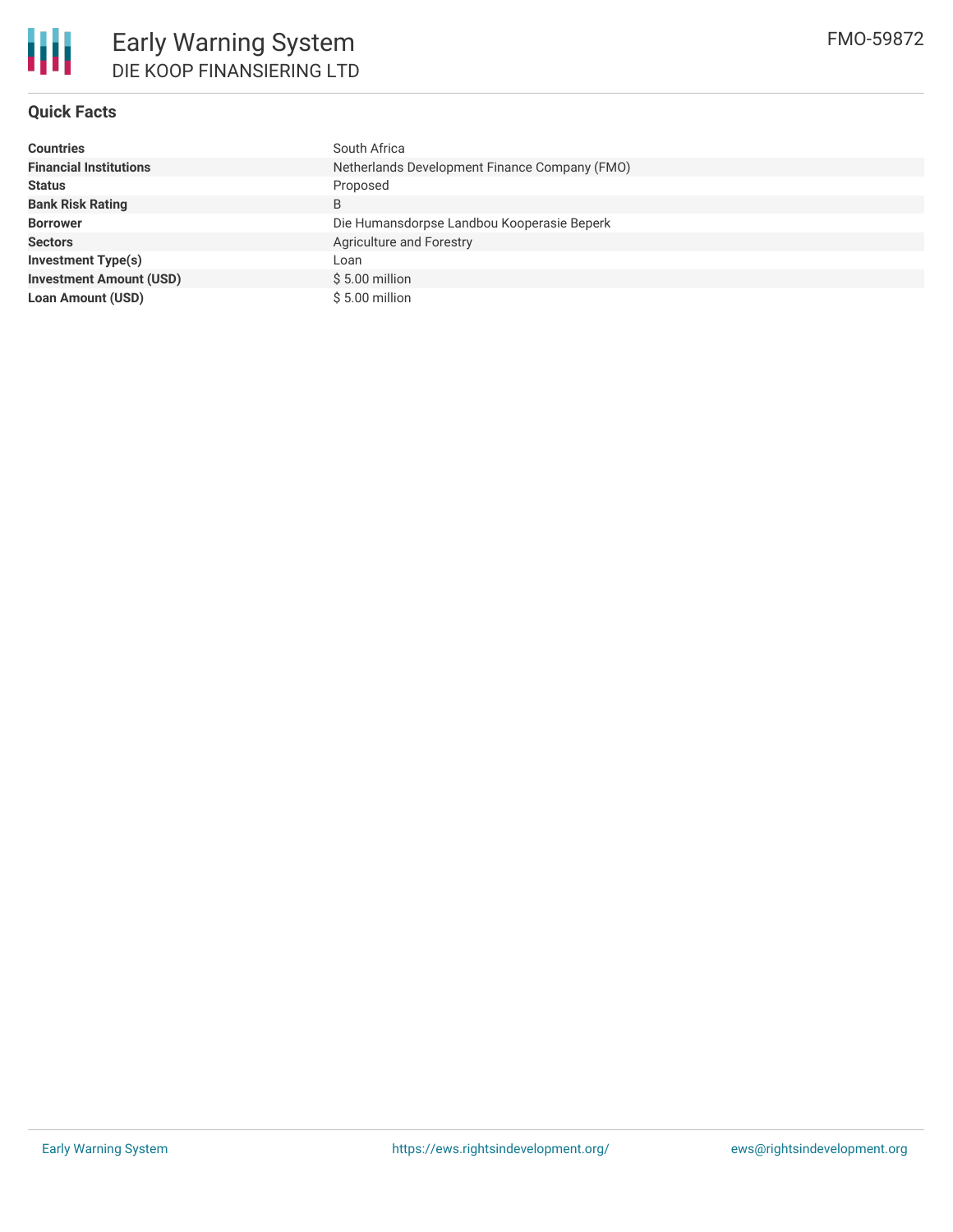# Early Warning System

## DIE KOOP FINANSIERING LTD

FMO-59872

### Quick Facts

| | |
|---|---|
| **Countries** | South Africa |
| **Financial Institutions** | Netherlands Development Finance Company (FMO) |
| **Status** | Proposed |
| **Bank Risk Rating** | B |
| **Borrower** | Die Humansdorpse Landbou Kooperasie Beperk |
| **Sectors** | Agriculture and Forestry |
| **Investment Type(s)** | Loan |
| **Investment Amount (USD)** | $ 5.00 million |
| **Loan Amount (USD)** | $ 5.00 million |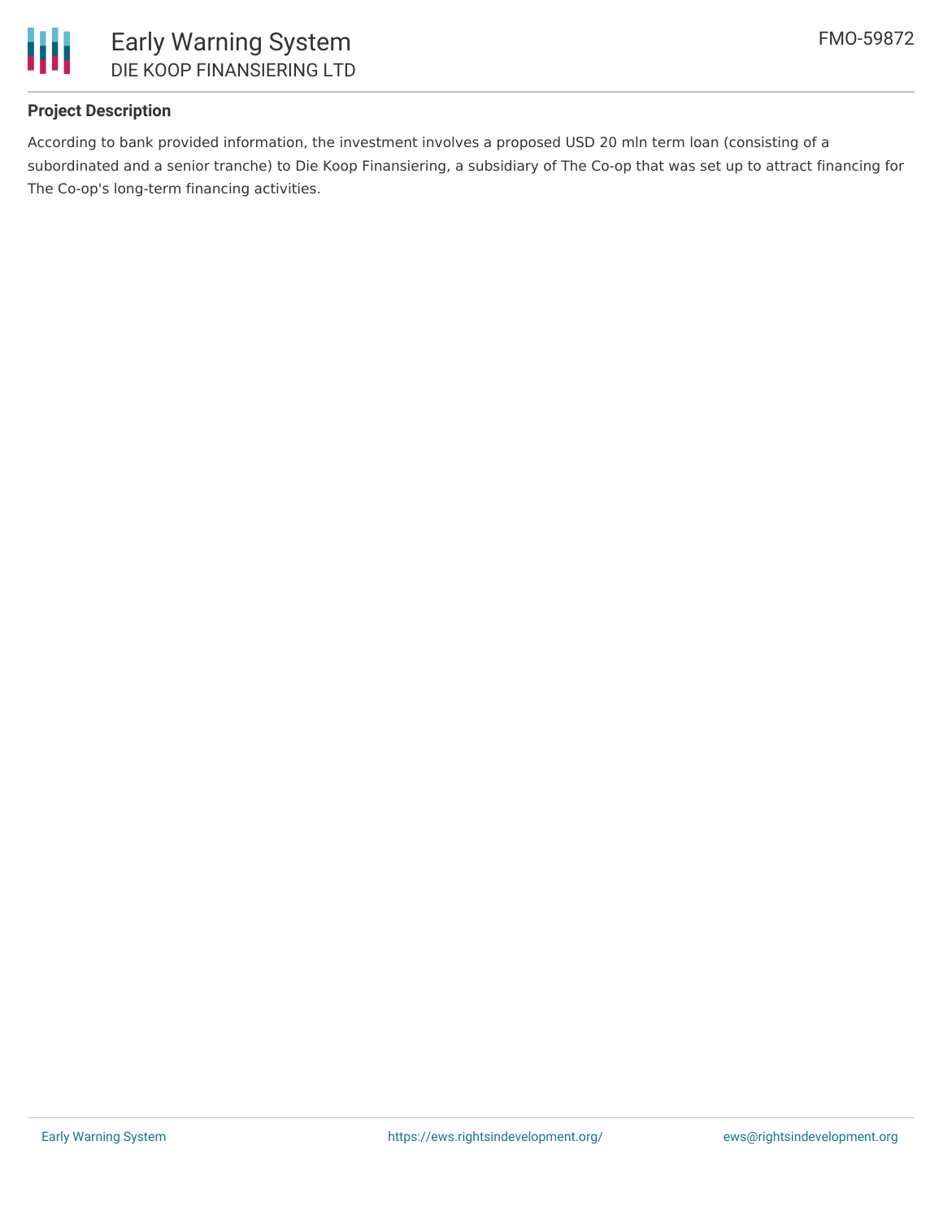## Project Description

According to bank provided information, the investment involves a proposed USD 20 mln term loan (consisting of a subordinated and a senior tranche) to Die Koop Finansiering, a subsidiary of The Co-op that was set up to attract financing for The Co-op's long-term financing activities.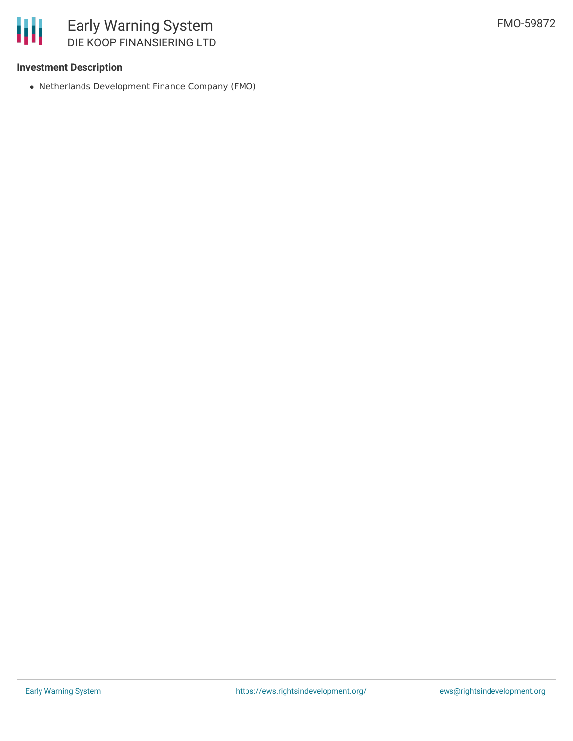**Investment Description**

- Netherlands Development Finance Company (FMO)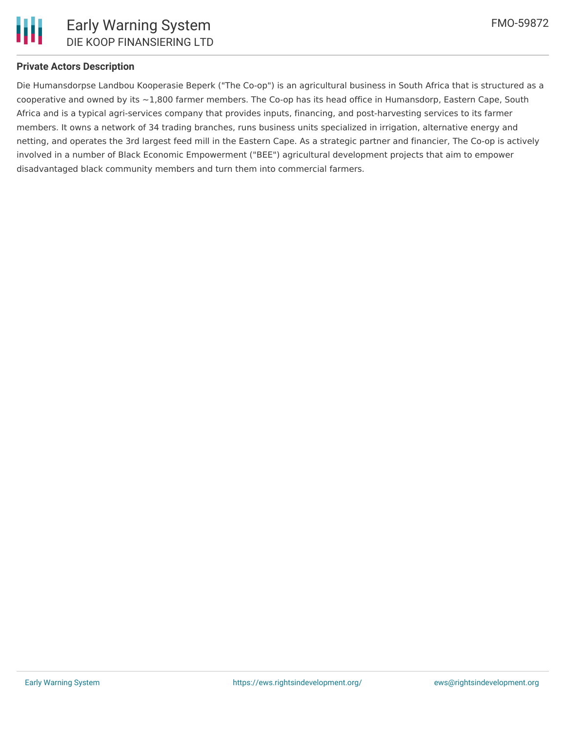## Private Actors Description

Die Humansdorpse Landbou Kooperasie Beperk ("The Co-op") is an agricultural business in South Africa that is structured as a cooperative and owned by its ~1,800 farmer members. The Co-op has its head office in Humansdorp, Eastern Cape, South Africa and is a typical agri-services company that provides inputs, financing, and post-harvesting services to its farmer members. It owns a network of 34 trading branches, runs business units specialized in irrigation, alternative energy and netting, and operates the 3rd largest feed mill in the Eastern Cape. As a strategic partner and financier, The Co-op is actively involved in a number of Black Economic Empowerment ("BEE") agricultural development projects that aim to empower disadvantaged black community members and turn them into commercial farmers.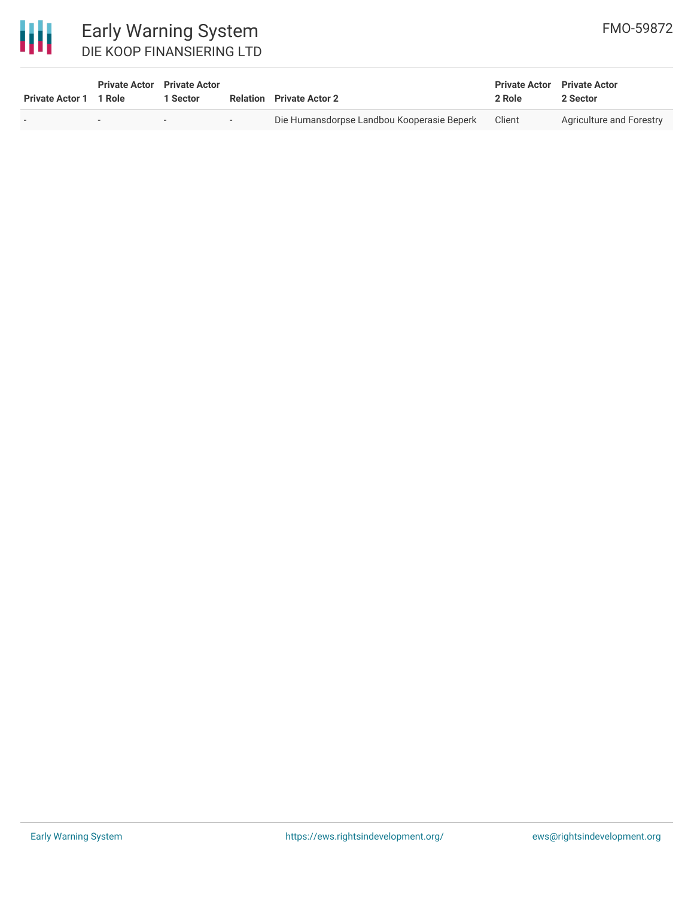| Private Actor 1 | Private Actor 1 Role | Private Actor 1 Sector | Relation | Private Actor 2 | Private Actor 2 Role | Private Actor 2 Sector |
|---|---|---|---|---|---|---|
| - | - | - | - | Die Humansdorpse Landbou Kooperasie Beperk | Client | Agriculture and Forestry |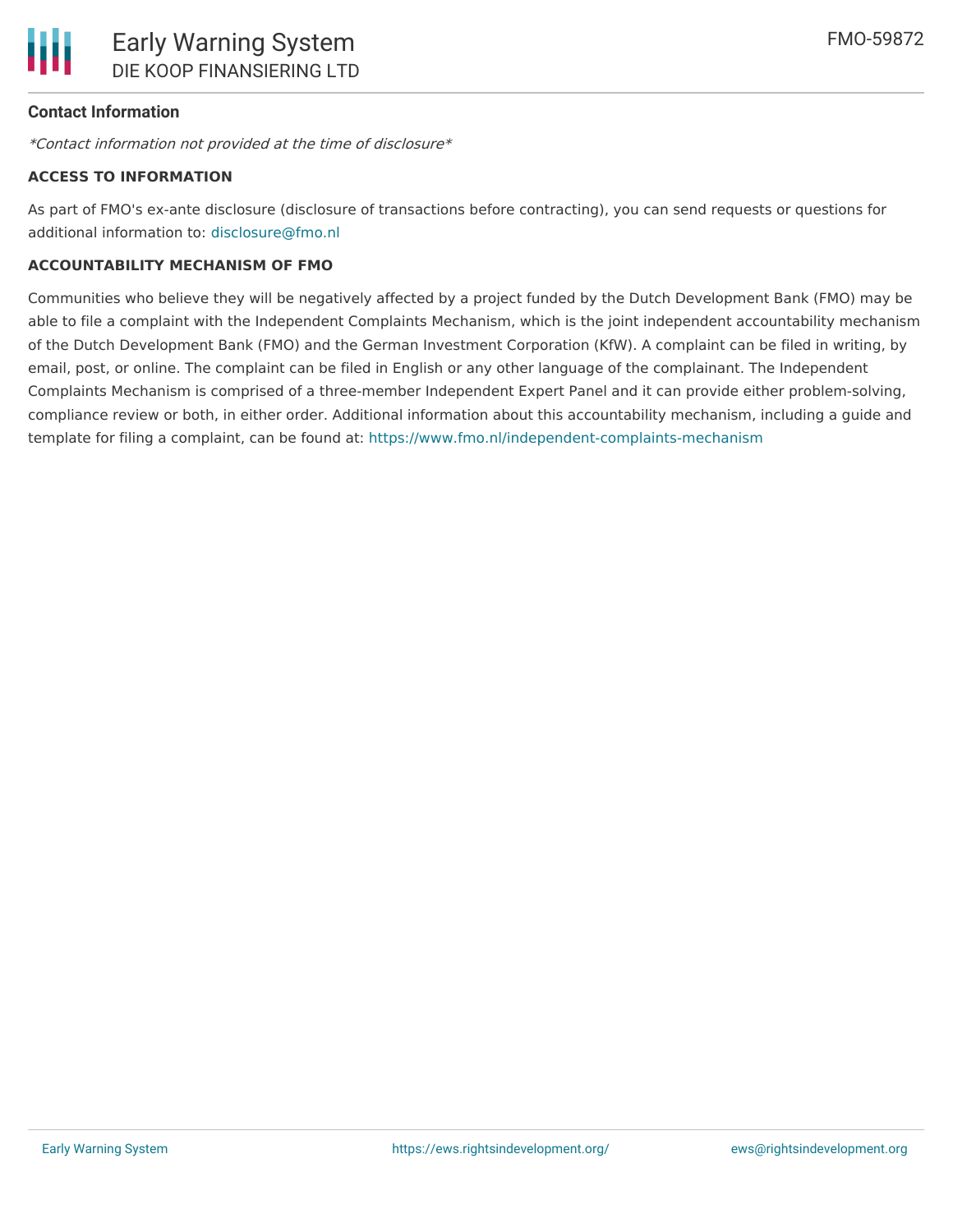## Contact Information

*\*Contact information not provided at the time of disclosure\**

### ACCESS TO INFORMATION

As part of FMO's ex-ante disclosure (disclosure of transactions before contracting), you can send requests or questions for additional information to: disclosure@fmo.nl

### ACCOUNTABILITY MECHANISM OF FMO

Communities who believe they will be negatively affected by a project funded by the Dutch Development Bank (FMO) may be able to file a complaint with the Independent Complaints Mechanism, which is the joint independent accountability mechanism of the Dutch Development Bank (FMO) and the German Investment Corporation (KfW). A complaint can be filed in writing, by email, post, or online. The complaint can be filed in English or any other language of the complainant. The Independent Complaints Mechanism is comprised of a three-member Independent Expert Panel and it can provide either problem-solving, compliance review or both, in either order. Additional information about this accountability mechanism, including a guide and template for filing a complaint, can be found at: https://www.fmo.nl/independent-complaints-mechanism